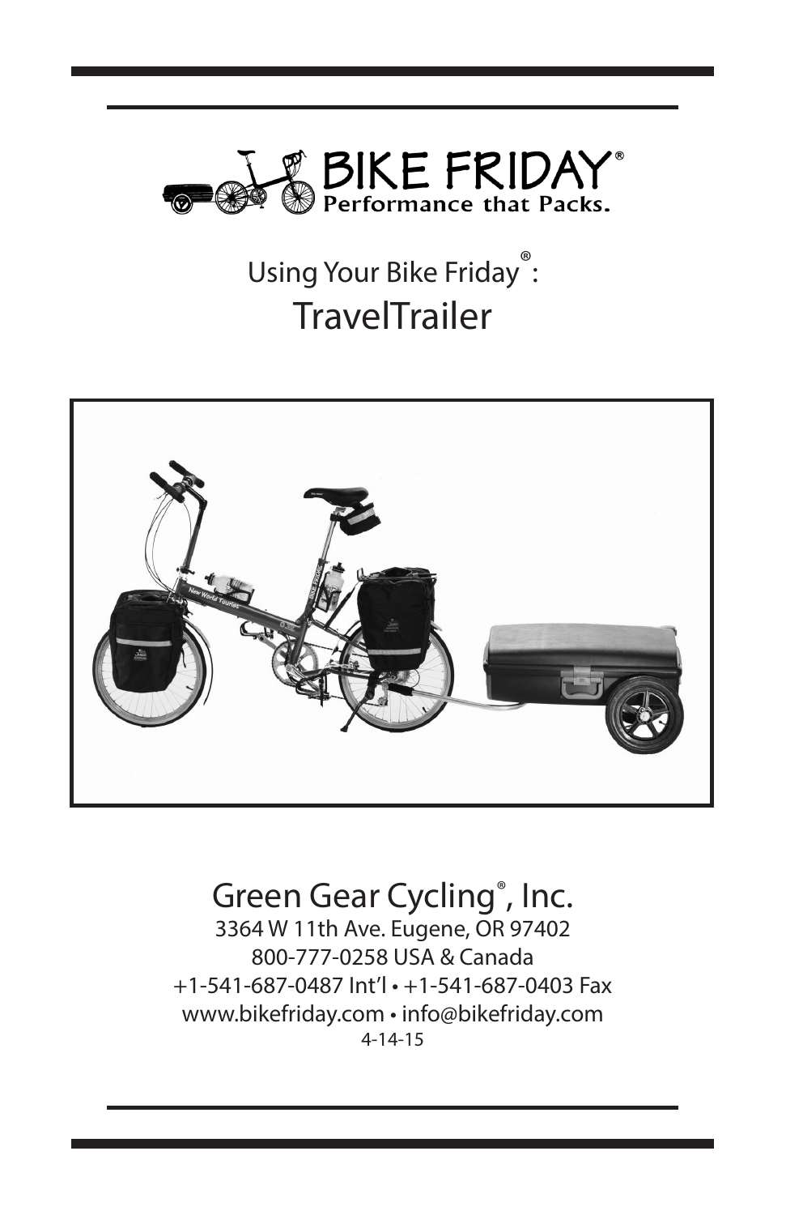BIKE FRIDAY®
Performance that Packs.

# Using Your Bike Friday®: TravelTrailer

## Green Gear Cycling®, Inc.

3364 W 11th Ave. Eugene, OR 97402
800-777-0258 USA & Canada
+1-541-687-0487 Int'l • +1-541-687-0403 Fax
www.bikefriday.com • info@bikefriday.com
4-14-15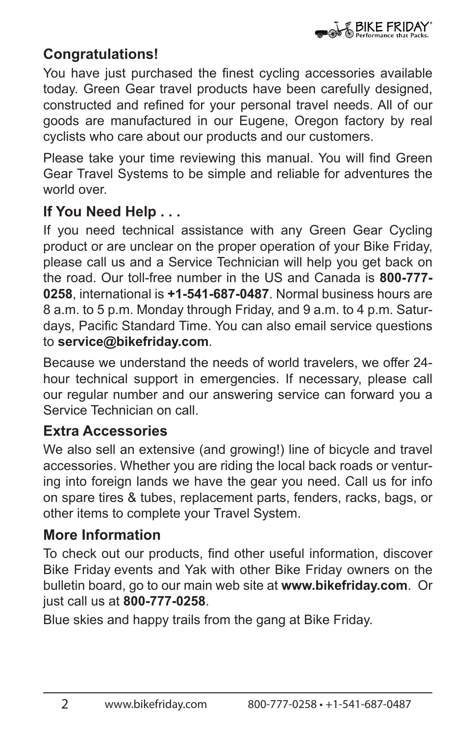## Congratulations!

You have just purchased the finest cycling accessories available today. Green Gear travel products have been carefully designed, constructed and refined for your personal travel needs. All of our goods are manufactured in our Eugene, Oregon factory by real cyclists who care about our products and our customers.

Please take your time reviewing this manual. You will find Green Gear Travel Systems to be simple and reliable for adventures the world over.

## If You Need Help . . .

If you need technical assistance with any Green Gear Cycling product or are unclear on the proper operation of your Bike Friday, please call us and a Service Technician will help you get back on the road. Our toll-free number in the US and Canada is **800-777-0258**, international is **+1-541-687-0487**. Normal business hours are 8 a.m. to 5 p.m. Monday through Friday, and 9 a.m. to 4 p.m. Saturdays, Pacific Standard Time. You can also email service questions to **service@bikefriday.com**.

Because we understand the needs of world travelers, we offer 24-hour technical support in emergencies. If necessary, please call our regular number and our answering service can forward you a Service Technician on call.

## Extra Accessories

We also sell an extensive (and growing!) line of bicycle and travel accessories. Whether you are riding the local back roads or venturing into foreign lands we have the gear you need. Call us for info on spare tires & tubes, replacement parts, fenders, racks, bags, or other items to complete your Travel System.

## More Information

To check out our products, find other useful information, discover Bike Friday events and Yak with other Bike Friday owners on the bulletin board, go to our main web site at **www.bikefriday.com**. Or just call us at **800-777-0258**.

Blue skies and happy trails from the gang at Bike Friday.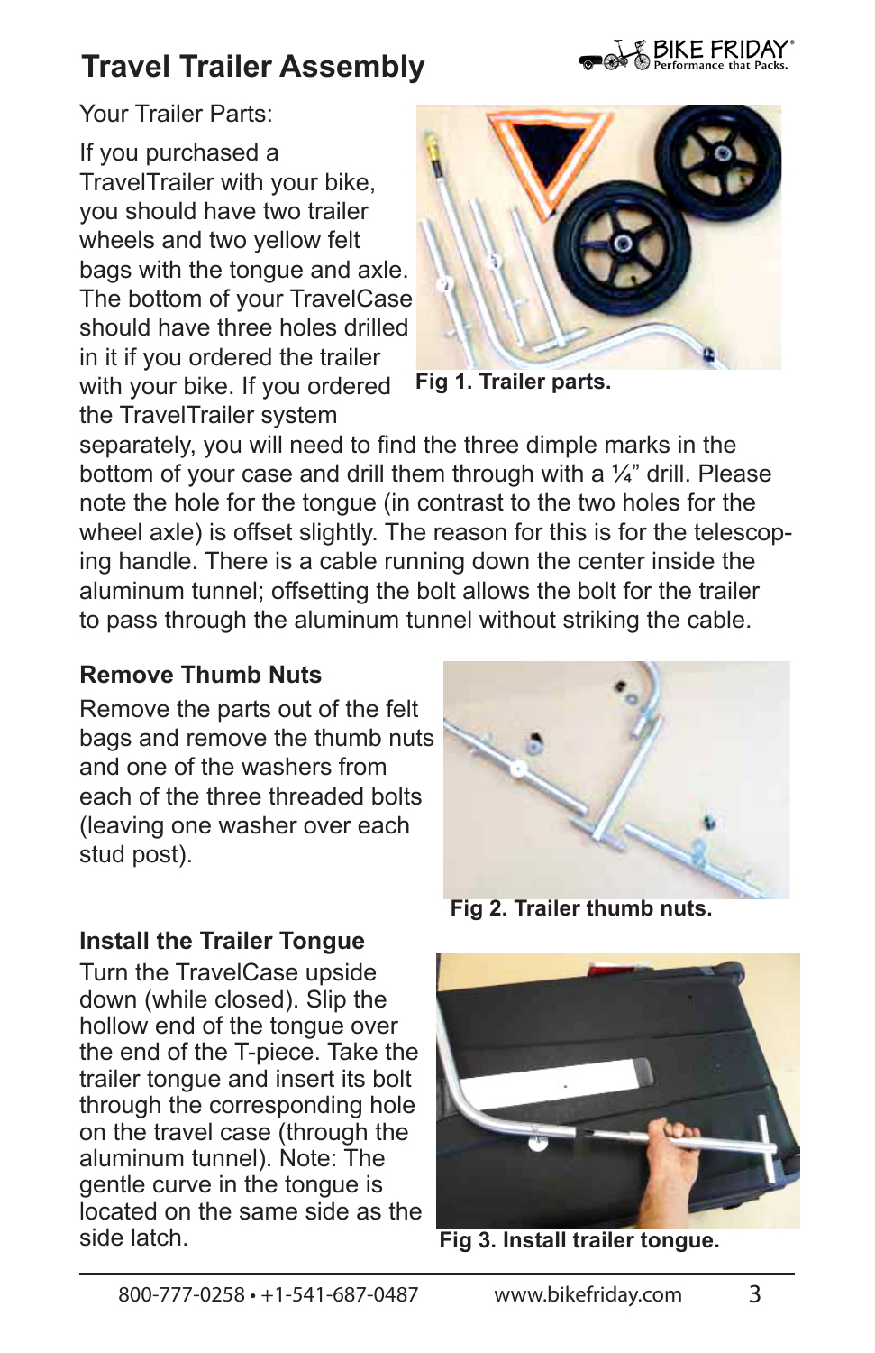# Travel Trailer Assembly

Your Trailer Parts:

If you purchased a TravelTrailer with your bike, you should have two trailer wheels and two yellow felt bags with the tongue and axle. The bottom of your TravelCase should have three holes drilled in it if you ordered the trailer with your bike. If you ordered the TravelTrailer system separately, you will need to find the three dimple marks in the bottom of your case and drill them through with a ¼" drill. Please note the hole for the tongue (in contrast to the two holes for the wheel axle) is offset slightly. The reason for this is for the telescoping handle. There is a cable running down the center inside the aluminum tunnel; offsetting the bolt allows the bolt for the trailer to pass through the aluminum tunnel without striking the cable.

**Fig 1. Trailer parts.**

### Remove Thumb Nuts

Remove the parts out of the felt bags and remove the thumb nuts and one of the washers from each of the three threaded bolts (leaving one washer over each stud post).

**Fig 2. Trailer thumb nuts.**

### Install the Trailer Tongue

Turn the TravelCase upside down (while closed). Slip the hollow end of the tongue over the end of the T-piece. Take the trailer tongue and insert its bolt through the corresponding hole on the travel case (through the aluminum tunnel). Note: The gentle curve in the tongue is located on the same side as the side latch.

**Fig 3. Install trailer tongue.**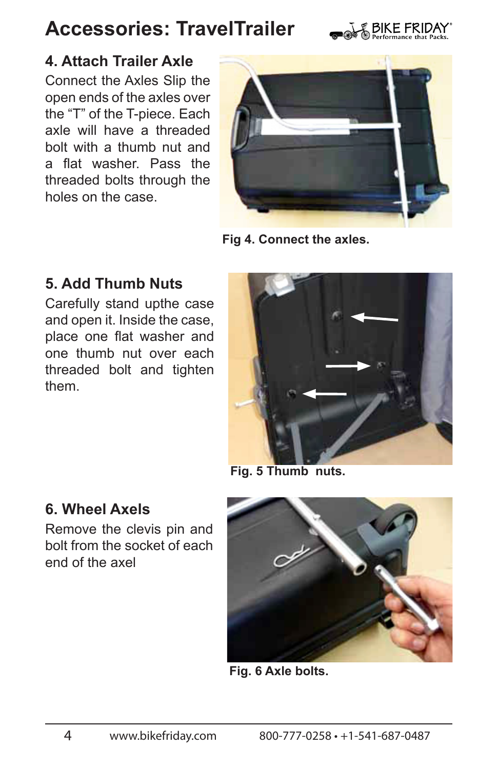# Accessories: TravelTrailer

### 4. Attach Trailer Axle

Connect the Axles Slip the open ends of the axles over the “T” of the T-piece. Each axle will have a threaded bolt with a thumb nut and a flat washer. Pass the threaded bolts through the holes on the case.

**Fig 4. Connect the axles.**

### 5. Add Thumb Nuts

Carefully stand upthe case and open it. Inside the case, place one flat washer and one thumb nut over each threaded bolt and tighten them.

**Fig. 5 Thumb nuts.**

### 6. Wheel Axels

Remove the clevis pin and bolt from the socket of each end of the axel

**Fig. 6 Axle bolts.**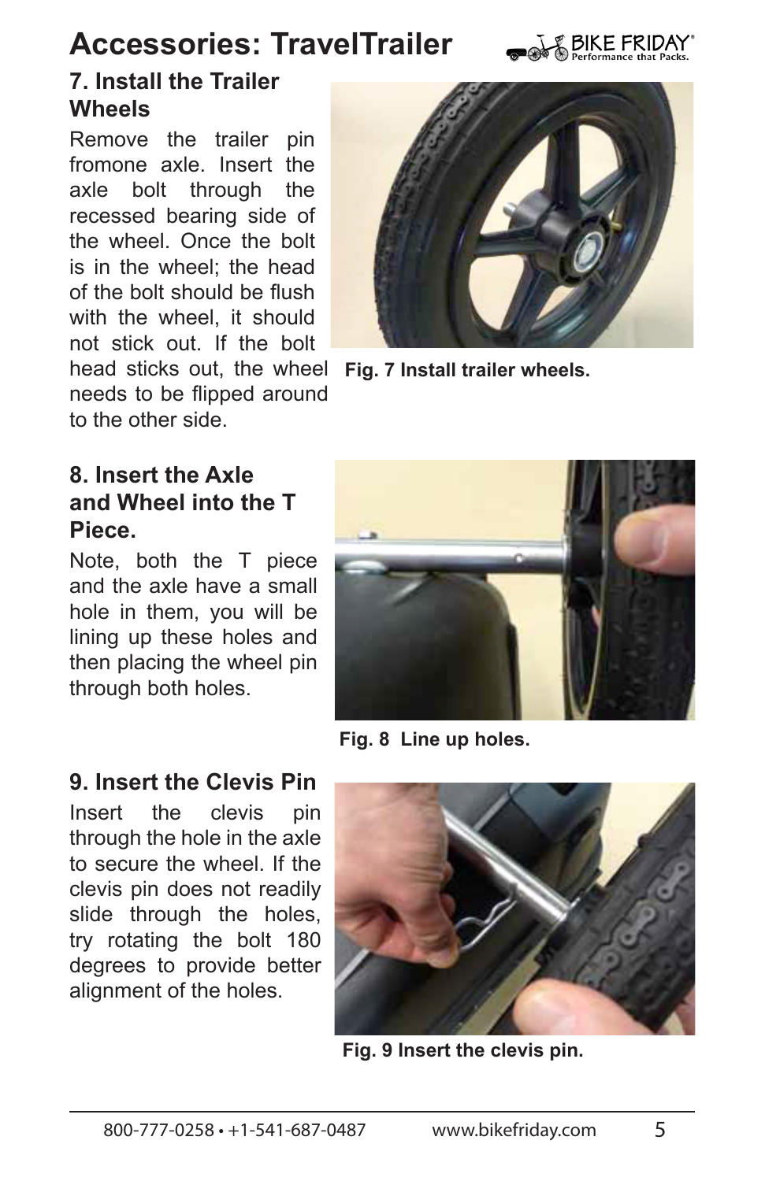# Accessories: TravelTrailer

## 7. Install the Trailer Wheels

Remove the trailer pin fromone axle. Insert the axle bolt through the recessed bearing side of the wheel. Once the bolt is in the wheel; the head of the bolt should be flush with the wheel, it should not stick out. If the bolt head sticks out, the wheel needs to be flipped around to the other side.

**Fig. 7 Install trailer wheels.**

## 8. Insert the Axle and Wheel into the T Piece.

Note, both the T piece and the axle have a small hole in them, you will be lining up these holes and then placing the wheel pin through both holes.

**Fig. 8 Line up holes.**

## 9. Insert the Clevis Pin

Insert the clevis pin through the hole in the axle to secure the wheel. If the clevis pin does not readily slide through the holes, try rotating the bolt 180 degrees to provide better alignment of the holes.

**Fig. 9 Insert the clevis pin.**

800-777-0258 • +1-541-687-0487 www.bikefriday.com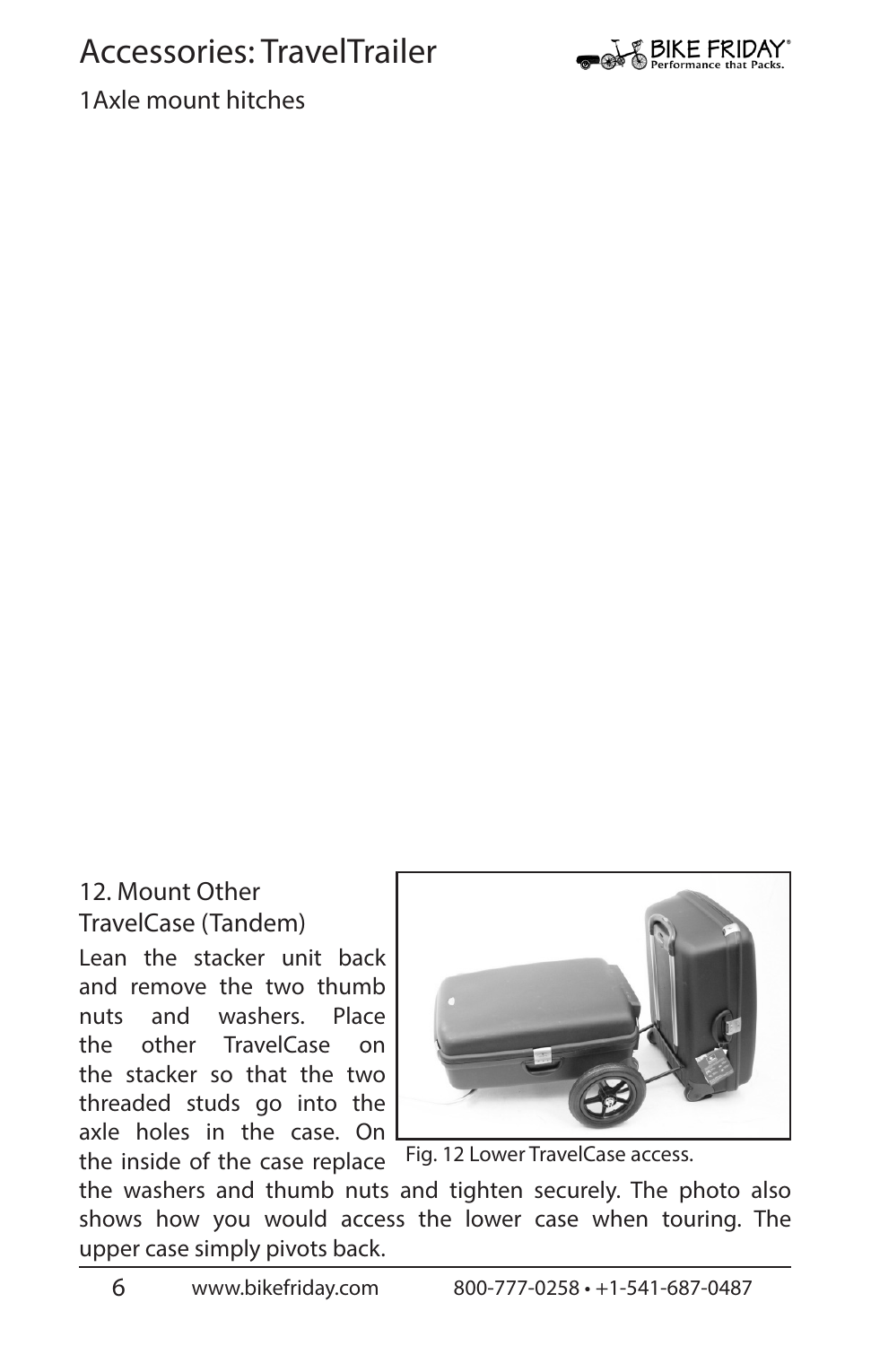# Accessories: TravelTrailer

1Axle mount hitches

## 12. Mount Other TravelCase (Tandem)

Lean the stacker unit back and remove the two thumb nuts and washers. Place the other TravelCase on the stacker so that the two threaded studs go into the axle holes in the case. On the inside of the case replace the washers and thumb nuts and tighten securely. The photo also shows how you would access the lower case when touring. The upper case simply pivots back.

Fig. 12 Lower TravelCase access.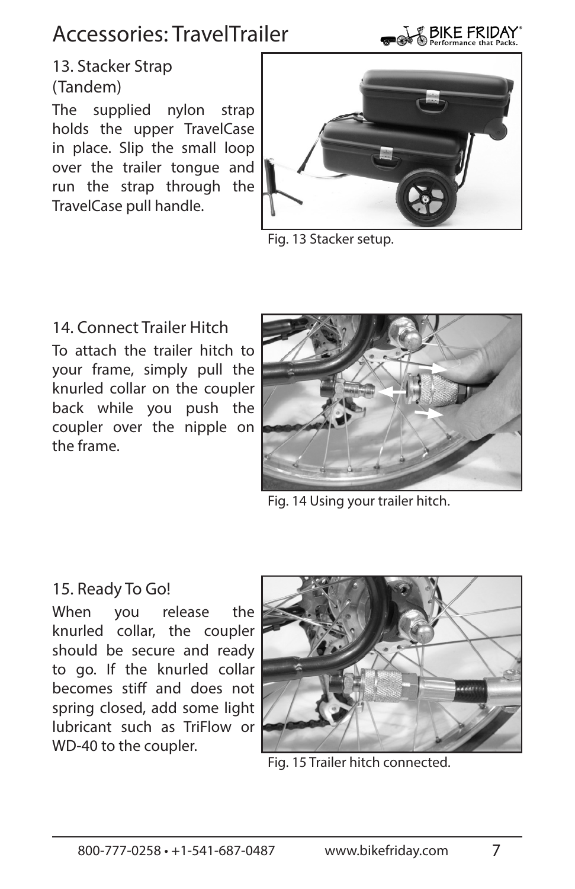# Accessories: TravelTrailer

## 13. Stacker Strap (Tandem)

The supplied nylon strap holds the upper TravelCase in place. Slip the small loop over the trailer tongue and run the strap through the TravelCase pull handle.

Fig. 13 Stacker setup.

## 14. Connect Trailer Hitch

To attach the trailer hitch to your frame, simply pull the knurled collar on the coupler back while you push the coupler over the nipple on the frame.

Fig. 14 Using your trailer hitch.

## 15. Ready To Go!

When you release the knurled collar, the coupler should be secure and ready to go. If the knurled collar becomes stiff and does not spring closed, add some light lubricant such as TriFlow or WD-40 to the coupler.

Fig. 15 Trailer hitch connected.

800-777-0258 • +1-541-687-0487 www.bikefriday.com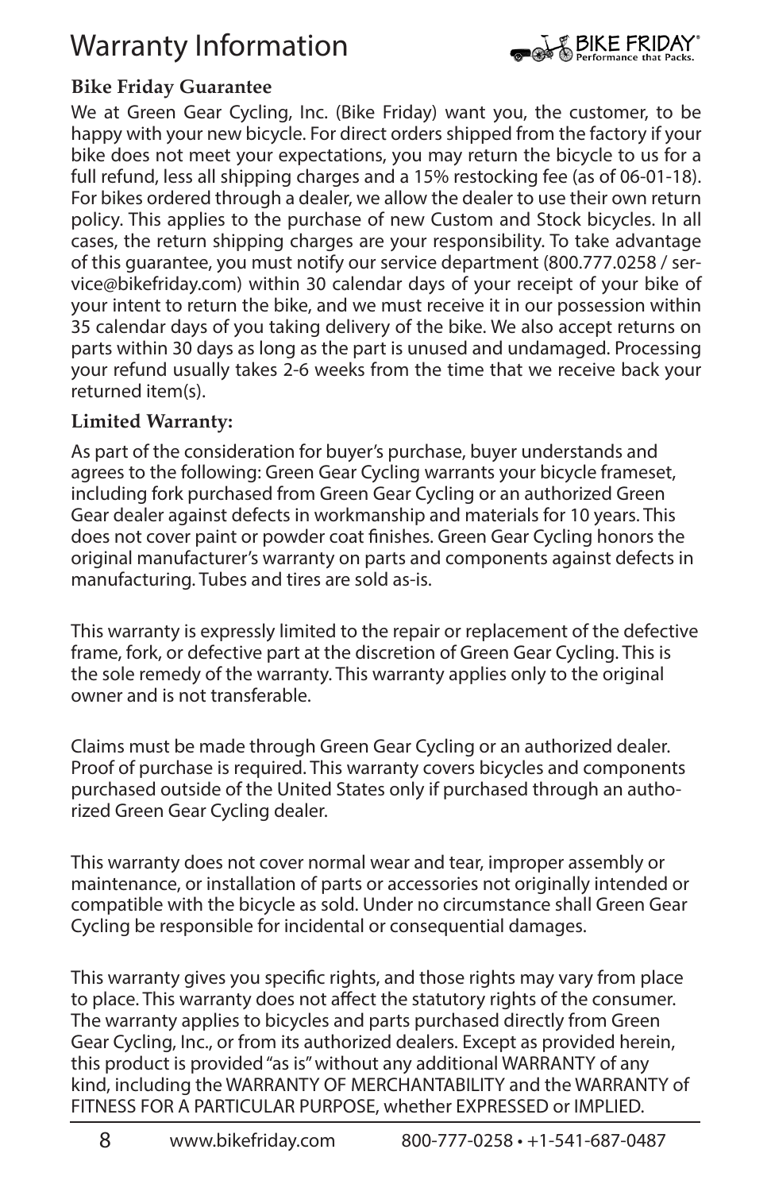# Warranty Information

### Bike Friday Guarantee

We at Green Gear Cycling, Inc. (Bike Friday) want you, the customer, to be happy with your new bicycle. For direct orders shipped from the factory if your bike does not meet your expectations, you may return the bicycle to us for a full refund, less all shipping charges and a 15% restocking fee (as of 06-01-18). For bikes ordered through a dealer, we allow the dealer to use their own return policy. This applies to the purchase of new Custom and Stock bicycles. In all cases, the return shipping charges are your responsibility. To take advantage of this guarantee, you must notify our service department (800.777.0258 / service@bikefriday.com) within 30 calendar days of your receipt of your bike of your intent to return the bike, and we must receive it in our possession within 35 calendar days of you taking delivery of the bike. We also accept returns on parts within 30 days as long as the part is unused and undamaged. Processing your refund usually takes 2-6 weeks from the time that we receive back your returned item(s).

### Limited Warranty:

As part of the consideration for buyer's purchase, buyer understands and agrees to the following: Green Gear Cycling warrants your bicycle frameset, including fork purchased from Green Gear Cycling or an authorized Green Gear dealer against defects in workmanship and materials for 10 years. This does not cover paint or powder coat finishes. Green Gear Cycling honors the original manufacturer's warranty on parts and components against defects in manufacturing. Tubes and tires are sold as-is.

This warranty is expressly limited to the repair or replacement of the defective frame, fork, or defective part at the discretion of Green Gear Cycling. This is the sole remedy of the warranty. This warranty applies only to the original owner and is not transferable.

Claims must be made through Green Gear Cycling or an authorized dealer. Proof of purchase is required. This warranty covers bicycles and components purchased outside of the United States only if purchased through an authorized Green Gear Cycling dealer.

This warranty does not cover normal wear and tear, improper assembly or maintenance, or installation of parts or accessories not originally intended or compatible with the bicycle as sold. Under no circumstance shall Green Gear Cycling be responsible for incidental or consequential damages.

This warranty gives you specific rights, and those rights may vary from place to place. This warranty does not affect the statutory rights of the consumer. The warranty applies to bicycles and parts purchased directly from Green Gear Cycling, Inc., or from its authorized dealers. Except as provided herein, this product is provided "as is" without any additional WARRANTY of any kind, including the WARRANTY OF MERCHANTABILITY and the WARRANTY of FITNESS FOR A PARTICULAR PURPOSE, whether EXPRESSED or IMPLIED.